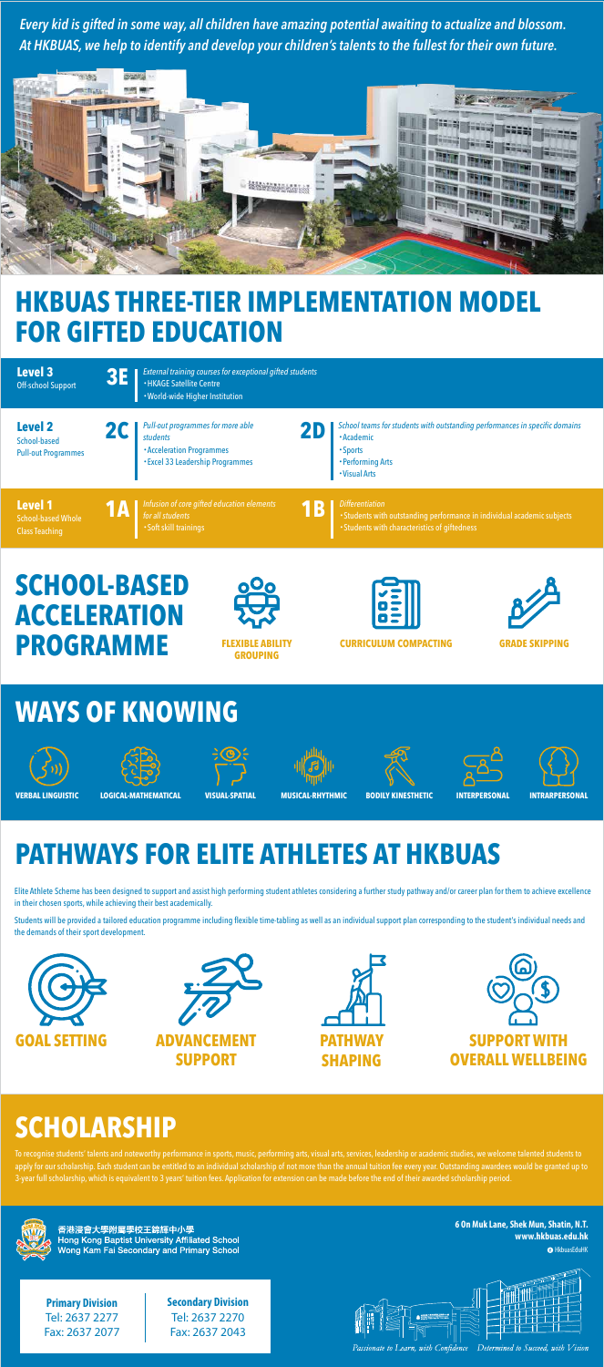*Every kid is gifted in some way, all children have amazing potential awaiting to actualize and blossom. At HKBUAS, we help to identify and develop your children's talents to the fullest for their own future.*

# HKBUAS THREE-TIER IMPLEMENTATION MODEL FOR GIFTED EDUCATION

**Level 3**
Off-school Support

**3E** *External training courses for exceptional gifted students*
- HKAGE Satellite Centre
- World-wide Higher Institution

**Level 2**
School-based Pull-out Programmes

**2C** *Pull-out programmes for more able students*
- Acceleration Programmes
- Excel 33 Leadership Programmes

**2D** *School teams for students with outstanding performances in specific domains*
- Academic
- Sports
- Performing Arts
- Visual Arts

**Level 1**
School-based Whole Class Teaching

**1A** *Infusion of core gifted education elements for all students*
- Soft skill trainings

**1B** *Differentiation*
- Students with outstanding performance in individual academic subjects
- Students with characteristics of giftedness

# SCHOOL-BASED ACCELERATION PROGRAMME

**FLEXIBLE ABILITY GROUPING** | **CURRICULUM COMPACTING** | **GRADE SKIPPING**

# WAYS OF KNOWING

**VERBAL LINGUISTIC** | **LOGICAL-MATHEMATICAL** | **VISUAL-SPATIAL** | **MUSICAL-RHYTHMIC** | **BODILY KINESTHETIC** | **INTERPERSONAL** | **INTRAPERSONAL**

# PATHWAYS FOR ELITE ATHLETES AT HKBUAS

Elite Athlete Scheme has been designed to support and assist high performing student athletes considering a further study pathway and/or career plan for them to achieve excellence in their chosen sports, while achieving their best academically.

Students will be provided a tailored education programme including flexible time-tabling as well as an individual support plan corresponding to the student's individual needs and the demands of their sport development.

**GOAL SETTING** | **ADVANCEMENT SUPPORT** | **PATHWAY SHAPING** | **SUPPORT WITH OVERALL WELLBEING**

# SCHOLARSHIP

To recognise students' talents and noteworthy performance in sports, music, performing arts, visual arts, services, leadership or academic studies, we welcome talented students to apply for our scholarship. Each student can be entitled to an individual scholarship of not more than the annual tuition fee every year. Outstanding awardees would be granted up to 3-year full scholarship, which is equivalent to 3 years' tuition fees. Application for extension can be made before the end of their awarded scholarship period.

香港浸會大學附屬學校王錦輝中小學
Hong Kong Baptist University Affiliated School
Wong Kam Fai Secondary and Primary School

**6 On Muk Lane, Shek Mun, Shatin, N.T.**
**www.hkbuas.edu.hk**
HkbuasEduHK

**Primary Division**
Tel: 2637 2277
Fax: 2637 2077

**Secondary Division**
Tel: 2637 2270
Fax: 2637 2043

*Passionate to Learn, with Confidence Determined to Succeed, with Vision*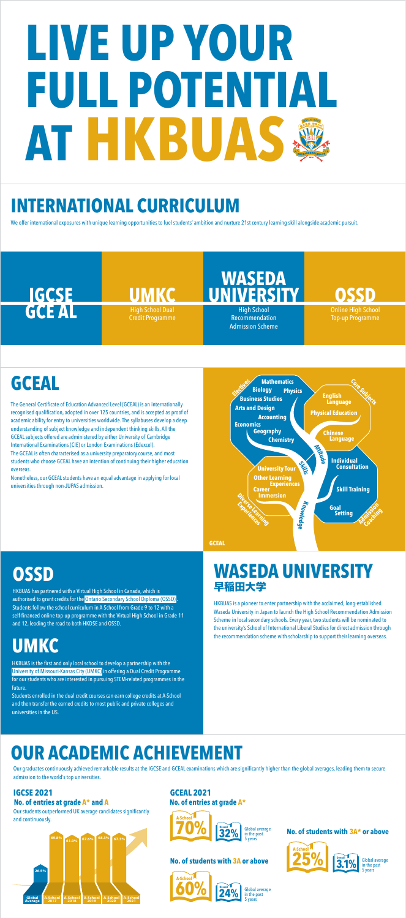# LIVE UP YOUR FULL POTENTIAL AT HKBUAS

## INTERNATIONAL CURRICULUM

We offer international exposures with unique learning opportunities to fuel students' ambition and nurture 21st century learning skill alongside academic pursuit.

**IGCSE GCE AL**

**UMKC**
High School Dual Credit Programme

**WASEDA UNIVERSITY**
High School Recommendation Admission Scheme

**OSSD**
Online High School Top-up Programme

## GCEAL

The General Certificate of Education Advanced Level (GCEAL) is an internationally recognised qualification, adopted in over 125 countries, and is accepted as proof of academic ability for entry to universities worldwide. The syllabuses develop a deep understanding of subject knowledge and independent thinking skills. All the GCEAL subjects offered are administered by either University of Cambridge International Examinations (CIE) or London Examinations (Edexcel).

The GCEAL is often characterised as a university preparatory course, and most students who choose GCEAL have an intention of continuing their higher education overseas.

Nonetheless, our GCEAL students have an equal advantage in applying for local universities through non-JUPAS admission.

Electives
Mathematics
Biology
Physics
Business Studies
Arts and Design
Accounting
Economics
Geography
Chemistry
Core Subjects
English Language
Physical Education
Chinese Language
Attitude
Skills
Knowledge
University Tour
Other Learning Experiences
Career Immersion
Diverse Learning Experiences
Individual Consultation
Skill Training
Goal Setting
Admission Coaching

GCEAL

## OSSD

HKBUAS has partnered with a Virtual High School in Canada, which is authorised to grant credits for the Ontario Secondary School Diploma (OSSD). Students follow the school curriculum in A-School from Grade 9 to 12 with a self-financed online top-up programme with the Virtual High School in Grade 11 and 12, leading the road to both HKDSE and OSSD.

## UMKC

HKBUAS is the first and only local school to develop a partnership with the University of Missouri-Kansas City (UMKC) in offering a Dual Credit Programme for our students who are interested in pursuing STEM-related programmes in the future.

Students enrolled in the dual credit courses can earn college credits at A-School and then transfer the earned credits to most public and private colleges and universities in the US.

## WASEDA UNIVERSITY 早稲田大学

HKBUAS is a pioneer to enter partnership with the acclaimed, long-established Waseda University in Japan to launch the High School Recommendation Admission Scheme in local secondary schools. Every year, two students will be nominated to the university's School of International Liberal Studies for direct admission through the recommendation scheme with scholarship to support their learning overseas.

## OUR ACADEMIC ACHIEVEMENT

Our graduates continuously achieved remarkable results at the IGCSE and GCEAL examinations which are significantly higher than the global averages, leading them to secure admission to the world's top universities.

### IGCSE 2021
**No. of entries at grade A* and A**

Our students outperformed UK average candidates significantly and continuously.

26.5%
69.8%
61.5%
67.6%
68.3%
67.3%
Global Average
A-School 2017
A-School 2018
A-School 2019
A-School 2020
A-School 2021

### GCEAL 2021
**No. of entries at grade A***

A-School 70%
Overall 32% Global average in the past 5 years

**No. of students with 3A or above**

A-School 60%
Overall 24% Global average in the past 5 years

**No. of students with 3A* or above**

A-School 25%
Overall 3.1% Global average in the past 5 years